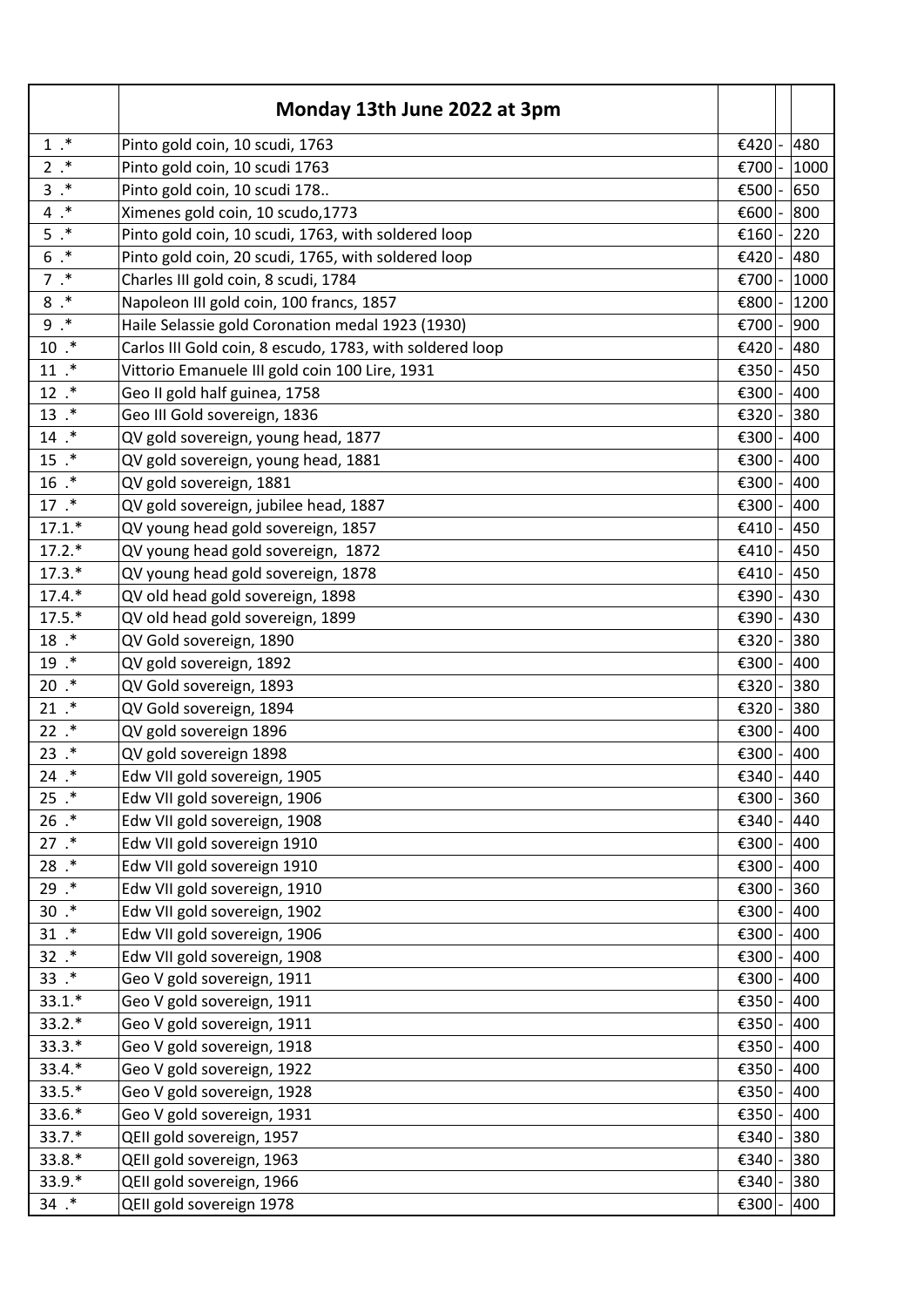|  | Monday 13th June 2022 at 3pm |  |  |  |
|---|---|---|---|---|
| 1 .* | Pinto gold coin, 10 scudi, 1763 | €420 | - | 480 |
| 2 .* | Pinto gold coin, 10 scudi 1763 | €700 | - | 1000 |
| 3 .* | Pinto gold coin, 10 scudi 178.. | €500 | - | 650 |
| 4 .* | Ximenes gold coin, 10 scudo,1773 | €600 | - | 800 |
| 5 .* | Pinto gold coin, 10 scudi, 1763, with soldered loop | €160 | - | 220 |
| 6 .* | Pinto gold coin, 20 scudi, 1765, with soldered loop | €420 | - | 480 |
| 7 .* | Charles III gold coin, 8 scudi, 1784 | €700 | - | 1000 |
| 8 .* | Napoleon III gold coin, 100 francs, 1857 | €800 | - | 1200 |
| 9 .* | Haile Selassie gold Coronation medal 1923 (1930) | €700 | - | 900 |
| 10 .* | Carlos III Gold coin, 8 escudo, 1783, with soldered loop | €420 | - | 480 |
| 11 .* | Vittorio Emanuele III gold coin 100 Lire, 1931 | €350 | - | 450 |
| 12 .* | Geo II gold half guinea, 1758 | €300 | - | 400 |
| 13 .* | Geo III Gold sovereign, 1836 | €320 | - | 380 |
| 14 .* | QV gold sovereign, young head, 1877 | €300 | - | 400 |
| 15 .* | QV gold sovereign, young head, 1881 | €300 | - | 400 |
| 16 .* | QV gold sovereign, 1881 | €300 | - | 400 |
| 17 .* | QV gold sovereign, jubilee head, 1887 | €300 | - | 400 |
| 17.1.* | QV young head gold sovereign, 1857 | €410 | - | 450 |
| 17.2.* | QV young head gold sovereign,  1872 | €410 | - | 450 |
| 17.3.* | QV young head gold sovereign, 1878 | €410 | - | 450 |
| 17.4.* | QV old head gold sovereign, 1898 | €390 | - | 430 |
| 17.5.* | QV old head gold sovereign, 1899 | €390 | - | 430 |
| 18 .* | QV Gold sovereign, 1890 | €320 | - | 380 |
| 19 .* | QV gold sovereign, 1892 | €300 | - | 400 |
| 20 .* | QV Gold sovereign, 1893 | €320 | - | 380 |
| 21 .* | QV Gold sovereign, 1894 | €320 | - | 380 |
| 22 .* | QV gold sovereign 1896 | €300 | - | 400 |
| 23 .* | QV gold sovereign 1898 | €300 | - | 400 |
| 24 .* | Edw VII gold sovereign, 1905 | €340 | - | 440 |
| 25 .* | Edw VII gold sovereign, 1906 | €300 | - | 360 |
| 26 .* | Edw VII gold sovereign, 1908 | €340 | - | 440 |
| 27 .* | Edw VII gold sovereign 1910 | €300 | - | 400 |
| 28 .* | Edw VII gold sovereign 1910 | €300 | - | 400 |
| 29 .* | Edw VII gold sovereign, 1910 | €300 | - | 360 |
| 30 .* | Edw VII gold sovereign, 1902 | €300 | - | 400 |
| 31 .* | Edw VII gold sovereign, 1906 | €300 | - | 400 |
| 32 .* | Edw VII gold sovereign, 1908 | €300 | - | 400 |
| 33 .* | Geo V gold sovereign, 1911 | €300 | - | 400 |
| 33.1.* | Geo V gold sovereign, 1911 | €350 | - | 400 |
| 33.2.* | Geo V gold sovereign, 1911 | €350 | - | 400 |
| 33.3.* | Geo V gold sovereign, 1918 | €350 | - | 400 |
| 33.4.* | Geo V gold sovereign, 1922 | €350 | - | 400 |
| 33.5.* | Geo V gold sovereign, 1928 | €350 | - | 400 |
| 33.6.* | Geo V gold sovereign, 1931 | €350 | - | 400 |
| 33.7.* | QEII gold sovereign, 1957 | €340 | - | 380 |
| 33.8.* | QEII gold sovereign, 1963 | €340 | - | 380 |
| 33.9.* | QEII gold sovereign, 1966 | €340 | - | 380 |
| 34 .* | QEII gold sovereign 1978 | €300 | - | 400 |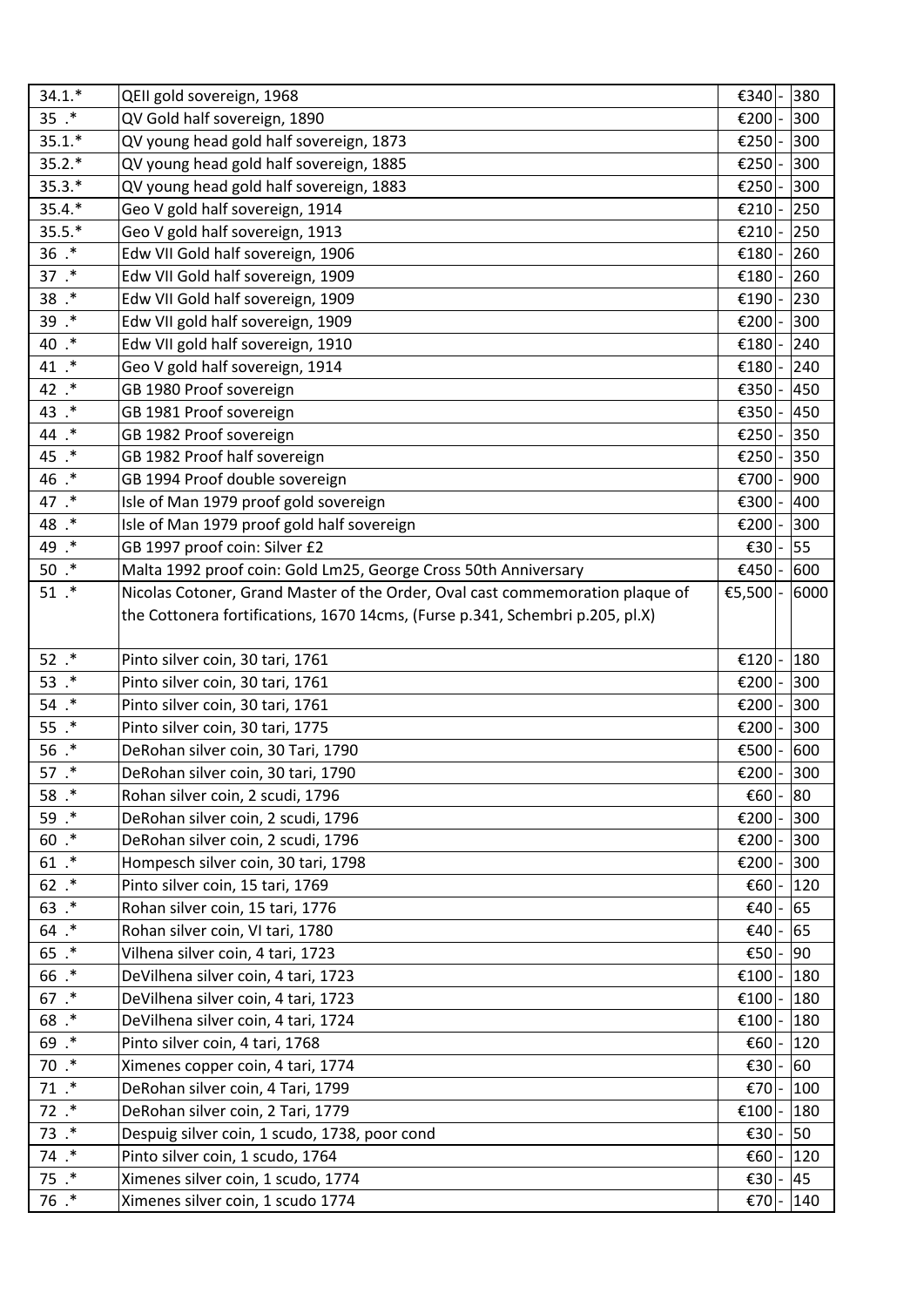| | | | | |
|---|---|---|---|---|
| 34.1.* | QEII gold sovereign, 1968 | €340 | - | 380 |
| 35 .* | QV Gold half sovereign, 1890 | €200 | - | 300 |
| 35.1.* | QV young head gold half sovereign, 1873 | €250 | - | 300 |
| 35.2.* | QV young head gold half sovereign, 1885 | €250 | - | 300 |
| 35.3.* | QV young head gold half sovereign, 1883 | €250 | - | 300 |
| 35.4.* | Geo V gold half sovereign, 1914 | €210 | - | 250 |
| 35.5.* | Geo V gold half sovereign, 1913 | €210 | - | 250 |
| 36 .* | Edw VII Gold half sovereign, 1906 | €180 | - | 260 |
| 37 .* | Edw VII Gold half sovereign, 1909 | €180 | - | 260 |
| 38 .* | Edw VII Gold half sovereign, 1909 | €190 | - | 230 |
| 39 .* | Edw VII gold half sovereign, 1909 | €200 | - | 300 |
| 40 .* | Edw VII gold half sovereign, 1910 | €180 | - | 240 |
| 41 .* | Geo V gold half sovereign, 1914 | €180 | - | 240 |
| 42 .* | GB 1980 Proof sovereign | €350 | - | 450 |
| 43 .* | GB 1981 Proof sovereign | €350 | - | 450 |
| 44 .* | GB 1982 Proof sovereign | €250 | - | 350 |
| 45 .* | GB 1982 Proof half sovereign | €250 | - | 350 |
| 46 .* | GB 1994 Proof double sovereign | €700 | - | 900 |
| 47 .* | Isle of Man 1979 proof gold sovereign | €300 | - | 400 |
| 48 .* | Isle of Man 1979 proof gold half sovereign | €200 | - | 300 |
| 49 .* | GB 1997 proof coin: Silver £2 | €30 | - | 55 |
| 50 .* | Malta 1992 proof coin: Gold Lm25, George Cross 50th Anniversary | €450 | - | 600 |
| 51 .* | Nicolas Cotoner, Grand Master of the Order, Oval cast commemoration plaque of the Cottonera fortifications, 1670 14cms, (Furse p.341, Schembri p.205, pl.X) | €5,500 | - | 6000 |
| 52 .* | Pinto silver coin, 30 tari, 1761 | €120 | - | 180 |
| 53 .* | Pinto silver coin, 30 tari, 1761 | €200 | - | 300 |
| 54 .* | Pinto silver coin, 30 tari, 1761 | €200 | - | 300 |
| 55 .* | Pinto silver coin, 30 tari, 1775 | €200 | - | 300 |
| 56 .* | DeRohan silver coin, 30 Tari, 1790 | €500 | - | 600 |
| 57 .* | DeRohan silver coin, 30 tari, 1790 | €200 | - | 300 |
| 58 .* | Rohan silver coin, 2 scudi, 1796 | €60 | - | 80 |
| 59 .* | DeRohan silver coin, 2 scudi, 1796 | €200 | - | 300 |
| 60 .* | DeRohan silver coin, 2 scudi, 1796 | €200 | - | 300 |
| 61 .* | Hompesch silver coin, 30 tari, 1798 | €200 | - | 300 |
| 62 .* | Pinto silver coin, 15 tari, 1769 | €60 | - | 120 |
| 63 .* | Rohan silver coin, 15 tari, 1776 | €40 | - | 65 |
| 64 .* | Rohan silver coin, VI tari, 1780 | €40 | - | 65 |
| 65 .* | Vilhena silver coin, 4 tari, 1723 | €50 | - | 90 |
| 66 .* | DeVilhena silver coin, 4 tari, 1723 | €100 | - | 180 |
| 67 .* | DeVilhena silver coin, 4 tari, 1723 | €100 | - | 180 |
| 68 .* | DeVilhena silver coin, 4 tari, 1724 | €100 | - | 180 |
| 69 .* | Pinto silver coin, 4 tari, 1768 | €60 | - | 120 |
| 70 .* | Ximenes copper coin, 4 tari, 1774 | €30 | - | 60 |
| 71 .* | DeRohan silver coin, 4 Tari, 1799 | €70 | - | 100 |
| 72 .* | DeRohan silver coin, 2 Tari, 1779 | €100 | - | 180 |
| 73 .* | Despuig silver coin, 1 scudo, 1738, poor cond | €30 | - | 50 |
| 74 .* | Pinto silver coin, 1 scudo, 1764 | €60 | - | 120 |
| 75 .* | Ximenes silver coin, 1 scudo, 1774 | €30 | - | 45 |
| 76 .* | Ximenes silver coin, 1 scudo 1774 | €70 | - | 140 |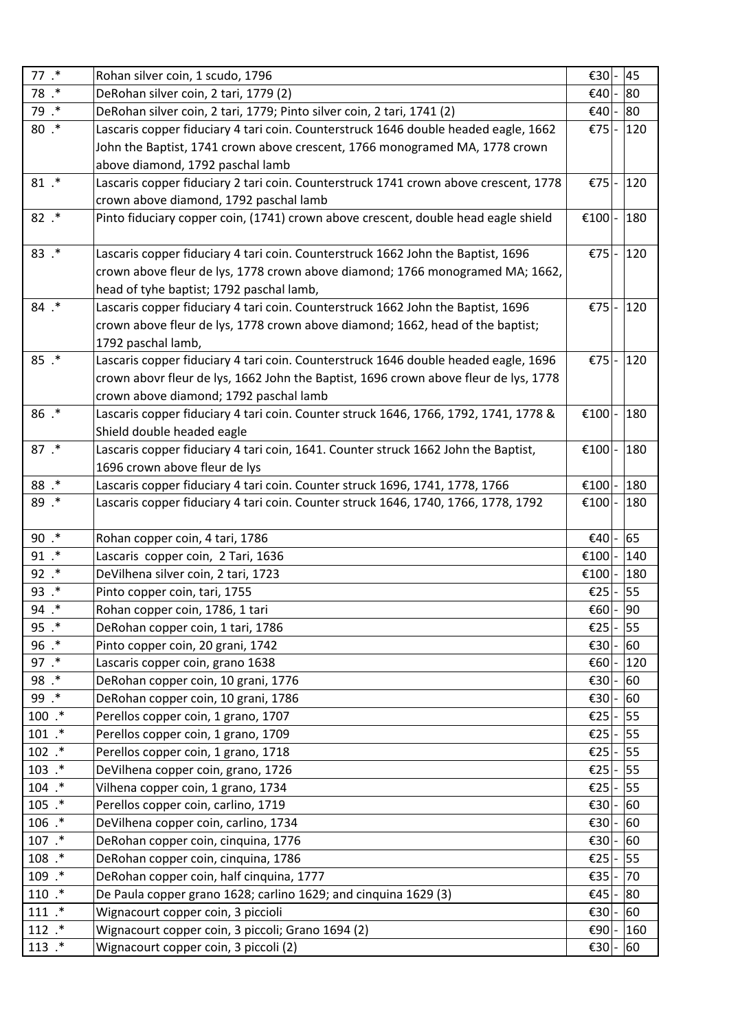| | | | | |
|---|---|---|---|---|
| 77 .* | Rohan silver coin, 1 scudo, 1796 | €30 | - | 45 |
| 78 .* | DeRohan silver coin, 2 tari, 1779 (2) | €40 | - | 80 |
| 79 .* | DeRohan silver coin, 2 tari, 1779; Pinto silver coin, 2 tari, 1741 (2) | €40 | - | 80 |
| 80 .* | Lascaris copper fiduciary 4 tari coin. Counterstruck 1646 double headed eagle, 1662 John the Baptist, 1741 crown above crescent, 1766 monogramed MA, 1778 crown above diamond, 1792 paschal lamb | €75 | - | 120 |
| 81 .* | Lascaris copper fiduciary 2 tari coin. Counterstruck 1741 crown above crescent, 1778 crown above diamond, 1792 paschal lamb | €75 | - | 120 |
| 82 .* | Pinto fiduciary copper coin, (1741) crown above crescent, double head eagle shield | €100 | - | 180 |
| 83 .* | Lascaris copper fiduciary 4 tari coin. Counterstruck 1662 John the Baptist, 1696 crown above fleur de lys, 1778 crown above diamond; 1766 monogramed MA; 1662, head of tyhe baptist; 1792 paschal lamb, | €75 | - | 120 |
| 84 .* | Lascaris copper fiduciary 4 tari coin. Counterstruck 1662 John the Baptist, 1696 crown above fleur de lys, 1778 crown above diamond; 1662, head of the baptist; 1792 paschal lamb, | €75 | - | 120 |
| 85 .* | Lascaris copper fiduciary 4 tari coin. Counterstruck 1646 double headed eagle, 1696 crown abovr fleur de lys, 1662 John the Baptist, 1696 crown above fleur de lys, 1778 crown above diamond; 1792 paschal lamb | €75 | - | 120 |
| 86 .* | Lascaris copper fiduciary 4 tari coin. Counter struck 1646, 1766, 1792, 1741, 1778 & Shield double headed eagle | €100 | - | 180 |
| 87 .* | Lascaris copper fiduciary 4 tari coin, 1641. Counter struck 1662 John the Baptist, 1696 crown above fleur de lys | €100 | - | 180 |
| 88 .* | Lascaris copper fiduciary 4 tari coin. Counter struck 1696, 1741, 1778, 1766 | €100 | - | 180 |
| 89 .* | Lascaris copper fiduciary 4 tari coin. Counter struck 1646, 1740, 1766, 1778, 1792 | €100 | - | 180 |
| 90 .* | Rohan copper coin, 4 tari, 1786 | €40 | - | 65 |
| 91 .* | Lascaris copper coin, 2 Tari, 1636 | €100 | - | 140 |
| 92 .* | DeVilhena silver coin, 2 tari, 1723 | €100 | - | 180 |
| 93 .* | Pinto copper coin, tari, 1755 | €25 | - | 55 |
| 94 .* | Rohan copper coin, 1786, 1 tari | €60 | - | 90 |
| 95 .* | DeRohan copper coin, 1 tari, 1786 | €25 | - | 55 |
| 96 .* | Pinto copper coin, 20 grani, 1742 | €30 | - | 60 |
| 97 .* | Lascaris copper coin, grano 1638 | €60 | - | 120 |
| 98 .* | DeRohan copper coin, 10 grani, 1776 | €30 | - | 60 |
| 99 .* | DeRohan copper coin, 10 grani, 1786 | €30 | - | 60 |
| 100 .* | Perellos copper coin, 1 grano, 1707 | €25 | - | 55 |
| 101 .* | Perellos copper coin, 1 grano, 1709 | €25 | - | 55 |
| 102 .* | Perellos copper coin, 1 grano, 1718 | €25 | - | 55 |
| 103 .* | DeVilhena copper coin, grano, 1726 | €25 | - | 55 |
| 104 .* | Vilhena copper coin, 1 grano, 1734 | €25 | - | 55 |
| 105 .* | Perellos copper coin, carlino, 1719 | €30 | - | 60 |
| 106 .* | DeVilhena copper coin, carlino, 1734 | €30 | - | 60 |
| 107 .* | DeRohan copper coin, cinquina, 1776 | €30 | - | 60 |
| 108 .* | DeRohan copper coin, cinquina, 1786 | €25 | - | 55 |
| 109 .* | DeRohan copper coin, half cinquina, 1777 | €35 | - | 70 |
| 110 .* | De Paula copper grano 1628; carlino 1629; and cinquina 1629 (3) | €45 | - | 80 |
| 111 .* | Wignacourt copper coin, 3 piccioli | €30 | - | 60 |
| 112 .* | Wignacourt copper coin, 3 piccoli; Grano 1694 (2) | €90 | - | 160 |
| 113 .* | Wignacourt copper coin, 3 piccoli (2) | €30 | - | 60 |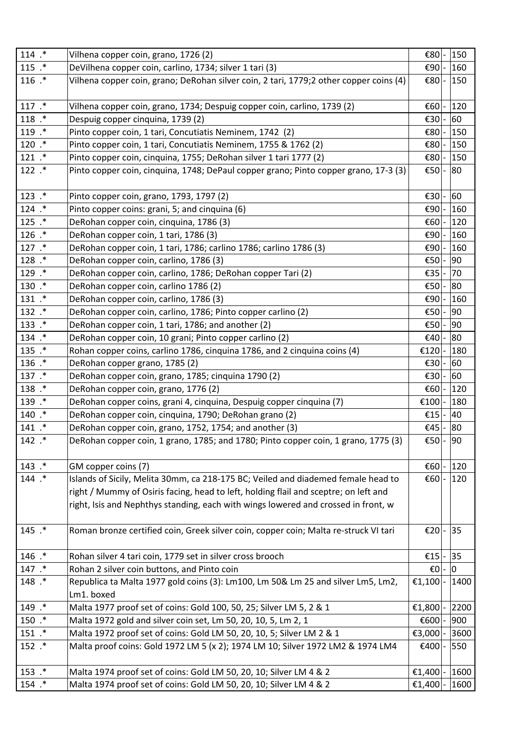| | | | | |
|---|---|---|---|---|
| 114 .* | Vilhena copper coin, grano, 1726 (2) | €80 | - | 150 |
| 115 .* | DeVilhena copper coin, carlino, 1734; silver 1 tari (3) | €90 | - | 160 |
| 116 .* | Vilhena copper coin, grano; DeRohan silver coin, 2 tari, 1779;2 other copper coins (4) | €80 | - | 150 |
| 117 .* | Vilhena copper coin, grano, 1734; Despuig copper coin, carlino, 1739 (2) | €60 | - | 120 |
| 118 .* | Despuig copper cinquina, 1739 (2) | €30 | - | 60 |
| 119 .* | Pinto copper coin, 1 tari, Concutiatis Neminem, 1742 (2) | €80 | - | 150 |
| 120 .* | Pinto copper coin, 1 tari, Concutiatis Neminem, 1755 & 1762 (2) | €80 | - | 150 |
| 121 .* | Pinto copper coin, cinquina, 1755; DeRohan silver 1 tari 1777 (2) | €80 | - | 150 |
| 122 .* | Pinto copper coin, cinquina, 1748; DePaul copper grano; Pinto copper grano, 17-3 (3) | €50 | - | 80 |
| 123 .* | Pinto copper coin, grano, 1793, 1797 (2) | €30 | - | 60 |
| 124 .* | Pinto copper coins: grani, 5; and cinquina (6) | €90 | - | 160 |
| 125 .* | DeRohan copper coin, cinquina, 1786 (3) | €60 | - | 120 |
| 126 .* | DeRohan copper coin, 1 tari, 1786 (3) | €90 | - | 160 |
| 127 .* | DeRohan copper coin, 1 tari, 1786; carlino 1786; carlino 1786 (3) | €90 | - | 160 |
| 128 .* | DeRohan copper coin, carlino, 1786 (3) | €50 | - | 90 |
| 129 .* | DeRohan copper coin, carlino, 1786; DeRohan copper Tari (2) | €35 | - | 70 |
| 130 .* | DeRohan copper coin, carlino 1786 (2) | €50 | - | 80 |
| 131 .* | DeRohan copper coin, carlino, 1786 (3) | €90 | - | 160 |
| 132 .* | DeRohan copper coin, carlino, 1786; Pinto copper carlino (2) | €50 | - | 90 |
| 133 .* | DeRohan copper coin, 1 tari, 1786; and another (2) | €50 | - | 90 |
| 134 .* | DeRohan copper coin, 10 grani; Pinto copper carlino (2) | €40 | - | 80 |
| 135 .* | Rohan copper coins, carlino 1786, cinquina 1786, and 2 cinquina coins (4) | €120 | - | 180 |
| 136 .* | DeRohan copper grano, 1785 (2) | €30 | - | 60 |
| 137 .* | DeRohan copper coin, grano, 1785; cinquina 1790 (2) | €30 | - | 60 |
| 138 .* | DeRohan copper coin, grano, 1776 (2) | €60 | - | 120 |
| 139 .* | DeRohan copper coins, grani 4, cinquina, Despuig copper cinquina (7) | €100 | - | 180 |
| 140 .* | DeRohan copper coin, cinquina, 1790; DeRohan grano (2) | €15 | - | 40 |
| 141 .* | DeRohan copper coin, grano, 1752, 1754; and another (3) | €45 | - | 80 |
| 142 .* | DeRohan copper coin, 1 grano, 1785; and 1780; Pinto copper coin, 1 grano, 1775 (3) | €50 | - | 90 |
| 143 .* | GM copper coins (7) | €60 | - | 120 |
| 144 .* | Islands of Sicily, Melita 30mm, ca 218-175 BC; Veiled and diademed female head to right / Mummy of Osiris facing, head to left, holding flail and sceptre; on left and right, Isis and Nephthys standing, each with wings lowered and crossed in front, w | €60 | - | 120 |
| 145 .* | Roman bronze certified coin, Greek silver coin, copper coin; Malta re-struck VI tari | €20 | - | 35 |
| 146 .* | Rohan silver 4 tari coin, 1779 set in silver cross brooch | €15 | - | 35 |
| 147 .* | Rohan 2 silver coin buttons, and Pinto coin | €0 | - | 0 |
| 148 .* | Republica ta Malta 1977 gold coins (3): Lm100, Lm 50& Lm 25 and silver Lm5, Lm2, Lm1. boxed | €1,100 | - | 1400 |
| 149 .* | Malta 1977 proof set of coins: Gold 100, 50, 25; Silver LM 5, 2 & 1 | €1,800 | - | 2200 |
| 150 .* | Malta 1972 gold and silver coin set, Lm 50, 20, 10, 5, Lm 2, 1 | €600 | - | 900 |
| 151 .* | Malta 1972 proof set of coins: Gold LM 50, 20, 10, 5; Silver LM 2 & 1 | €3,000 | - | 3600 |
| 152 .* | Malta proof coins: Gold 1972 LM 5 (x 2); 1974 LM 10; Silver 1972 LM2 & 1974 LM4 | €400 | - | 550 |
| 153 .* | Malta 1974 proof set of coins: Gold LM 50, 20, 10; Silver LM 4 & 2 | €1,400 | - | 1600 |
| 154 .* | Malta 1974 proof set of coins: Gold LM 50, 20, 10; Silver LM 4 & 2 | €1,400 | - | 1600 |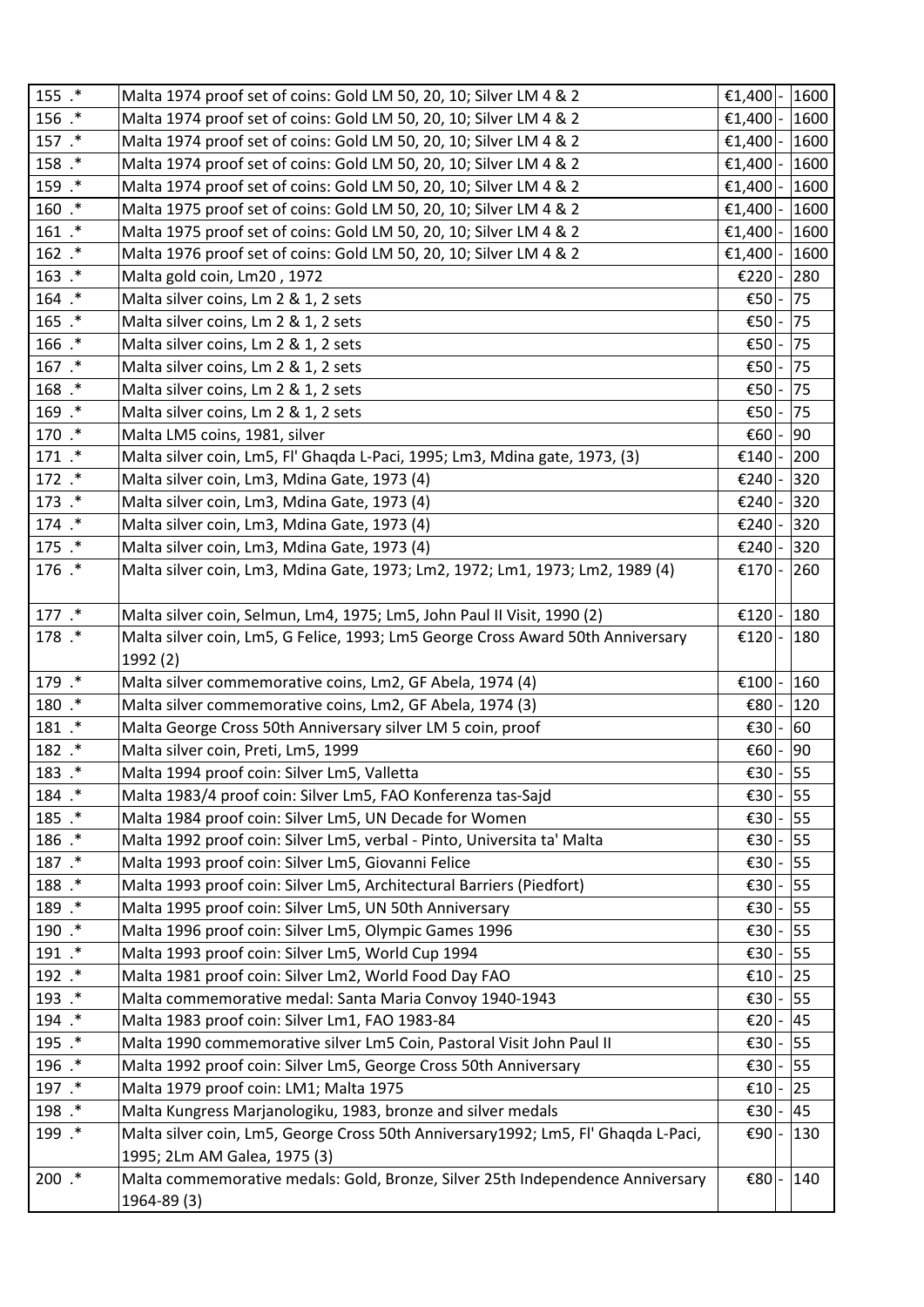| | | | | |
|---|---|---|---|---|
| 155 .* | Malta 1974 proof set of coins: Gold LM 50, 20, 10; Silver LM 4 & 2 | €1,400 | - | 1600 |
| 156 .* | Malta 1974 proof set of coins: Gold LM 50, 20, 10; Silver LM 4 & 2 | €1,400 | - | 1600 |
| 157 .* | Malta 1974 proof set of coins: Gold LM 50, 20, 10; Silver LM 4 & 2 | €1,400 | - | 1600 |
| 158 .* | Malta 1974 proof set of coins: Gold LM 50, 20, 10; Silver LM 4 & 2 | €1,400 | - | 1600 |
| 159 .* | Malta 1974 proof set of coins: Gold LM 50, 20, 10; Silver LM 4 & 2 | €1,400 | - | 1600 |
| 160 .* | Malta 1975 proof set of coins: Gold LM 50, 20, 10; Silver LM 4 & 2 | €1,400 | - | 1600 |
| 161 .* | Malta 1975 proof set of coins: Gold LM 50, 20, 10; Silver LM 4 & 2 | €1,400 | - | 1600 |
| 162 .* | Malta 1976 proof set of coins: Gold LM 50, 20, 10; Silver LM 4 & 2 | €1,400 | - | 1600 |
| 163 .* | Malta gold coin, Lm20 , 1972 | €220 | - | 280 |
| 164 .* | Malta silver coins, Lm 2 & 1, 2 sets | €50 | - | 75 |
| 165 .* | Malta silver coins, Lm 2 & 1, 2 sets | €50 | - | 75 |
| 166 .* | Malta silver coins, Lm 2 & 1, 2 sets | €50 | - | 75 |
| 167 .* | Malta silver coins, Lm 2 & 1, 2 sets | €50 | - | 75 |
| 168 .* | Malta silver coins, Lm 2 & 1, 2 sets | €50 | - | 75 |
| 169 .* | Malta silver coins, Lm 2 & 1, 2 sets | €50 | - | 75 |
| 170 .* | Malta LM5 coins, 1981, silver | €60 | - | 90 |
| 171 .* | Malta silver coin, Lm5, Fl' Ghaqda L-Paci, 1995; Lm3, Mdina gate, 1973, (3) | €140 | - | 200 |
| 172 .* | Malta silver coin, Lm3, Mdina Gate, 1973 (4) | €240 | - | 320 |
| 173 .* | Malta silver coin, Lm3, Mdina Gate, 1973 (4) | €240 | - | 320 |
| 174 .* | Malta silver coin, Lm3, Mdina Gate, 1973 (4) | €240 | - | 320 |
| 175 .* | Malta silver coin, Lm3, Mdina Gate, 1973 (4) | €240 | - | 320 |
| 176 .* | Malta silver coin, Lm3, Mdina Gate, 1973; Lm2, 1972; Lm1, 1973; Lm2, 1989 (4) | €170 | - | 260 |
| 177 .* | Malta silver coin, Selmun, Lm4, 1975; Lm5, John Paul II Visit, 1990 (2) | €120 | - | 180 |
| 178 .* | Malta silver coin, Lm5, G Felice, 1993; Lm5 George Cross Award 50th Anniversary 1992 (2) | €120 | - | 180 |
| 179 .* | Malta silver commemorative coins, Lm2, GF Abela, 1974 (4) | €100 | - | 160 |
| 180 .* | Malta silver commemorative coins, Lm2, GF Abela, 1974 (3) | €80 | - | 120 |
| 181 .* | Malta George Cross 50th Anniversary silver LM 5 coin, proof | €30 | - | 60 |
| 182 .* | Malta silver coin, Preti, Lm5, 1999 | €60 | - | 90 |
| 183 .* | Malta 1994 proof coin: Silver Lm5, Valletta | €30 | - | 55 |
| 184 .* | Malta 1983/4 proof coin: Silver Lm5, FAO Konferenza tas-Sajd | €30 | - | 55 |
| 185 .* | Malta 1984 proof coin: Silver Lm5, UN Decade for Women | €30 | - | 55 |
| 186 .* | Malta 1992 proof coin: Silver Lm5, verbal - Pinto, Universita ta' Malta | €30 | - | 55 |
| 187 .* | Malta 1993 proof coin: Silver Lm5, Giovanni Felice | €30 | - | 55 |
| 188 .* | Malta 1993 proof coin: Silver Lm5, Architectural Barriers (Piedfort) | €30 | - | 55 |
| 189 .* | Malta 1995 proof coin: Silver Lm5, UN 50th Anniversary | €30 | - | 55 |
| 190 .* | Malta 1996 proof coin: Silver Lm5, Olympic Games 1996 | €30 | - | 55 |
| 191 .* | Malta 1993 proof coin: Silver Lm5, World Cup 1994 | €30 | - | 55 |
| 192 .* | Malta 1981 proof coin: Silver Lm2, World Food Day FAO | €10 | - | 25 |
| 193 .* | Malta commemorative medal: Santa Maria Convoy 1940-1943 | €30 | - | 55 |
| 194 .* | Malta 1983 proof coin: Silver Lm1, FAO 1983-84 | €20 | - | 45 |
| 195 .* | Malta 1990 commemorative silver Lm5 Coin, Pastoral Visit John Paul II | €30 | - | 55 |
| 196 .* | Malta 1992 proof coin: Silver Lm5, George Cross 50th Anniversary | €30 | - | 55 |
| 197 .* | Malta 1979 proof coin: LM1; Malta 1975 | €10 | - | 25 |
| 198 .* | Malta Kungress Marjanologiku, 1983, bronze and silver medals | €30 | - | 45 |
| 199 .* | Malta silver coin, Lm5, George Cross 50th Anniversary1992; Lm5, Fl' Ghaqda L-Paci, 1995; 2Lm AM Galea, 1975 (3) | €90 | - | 130 |
| 200 .* | Malta commemorative medals: Gold, Bronze, Silver 25th Independence Anniversary 1964-89 (3) | €80 | - | 140 |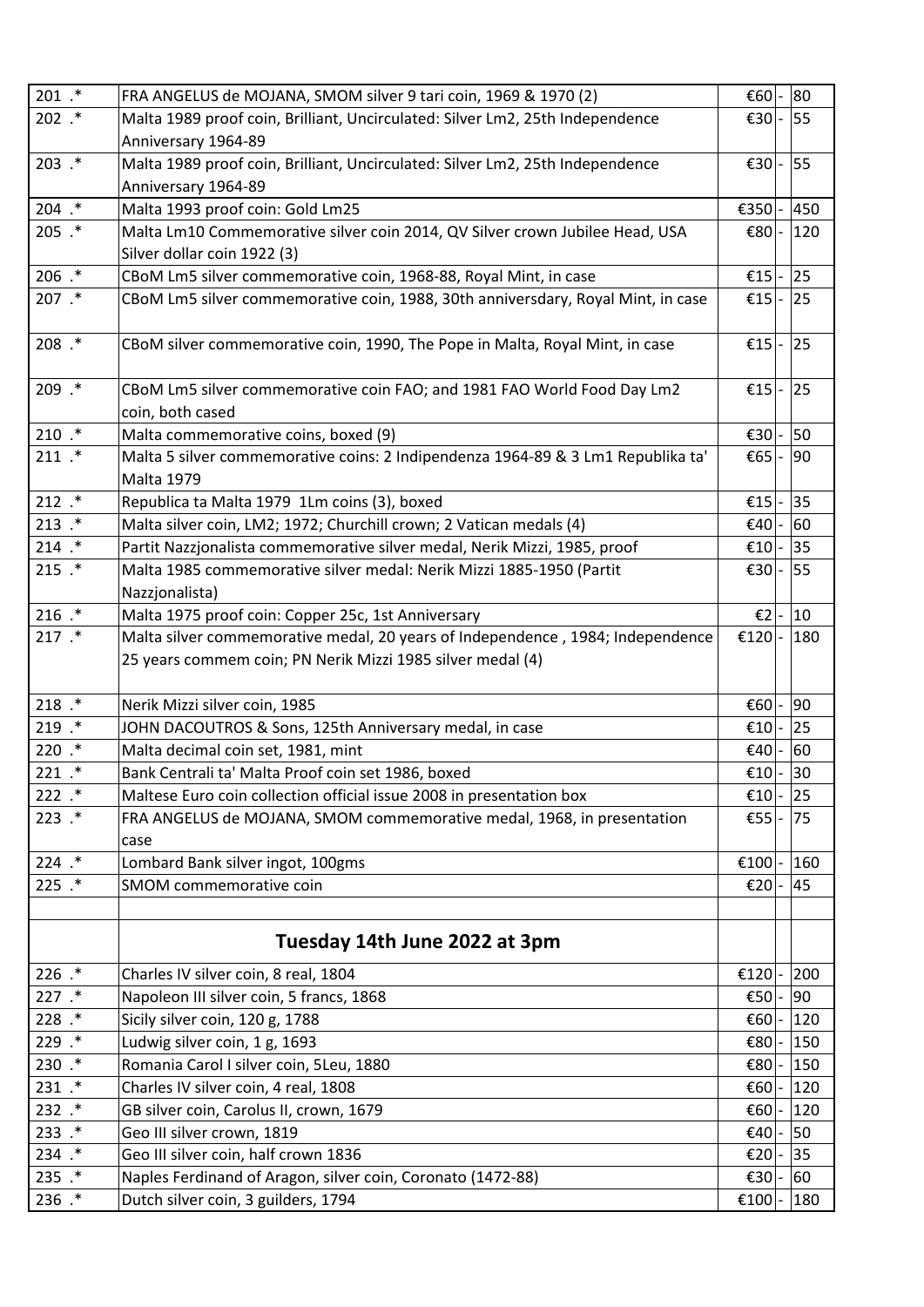| | | | | |
|---|---|---|---|---|
| 201 .* | FRA ANGELUS de MOJANA, SMOM silver 9 tari coin, 1969 & 1970 (2) | €60 | - | 80 |
| 202 .* | Malta 1989 proof coin, Brilliant, Uncirculated: Silver Lm2, 25th Independence Anniversary 1964-89 | €30 | - | 55 |
| 203 .* | Malta 1989 proof coin, Brilliant, Uncirculated: Silver Lm2, 25th Independence Anniversary 1964-89 | €30 | - | 55 |
| 204 .* | Malta 1993 proof coin: Gold Lm25 | €350 | - | 450 |
| 205 .* | Malta Lm10 Commemorative silver coin 2014, QV Silver crown Jubilee Head, USA Silver dollar coin 1922 (3) | €80 | - | 120 |
| 206 .* | CBoM Lm5 silver commemorative coin, 1968-88, Royal Mint, in case | €15 | - | 25 |
| 207 .* | CBoM Lm5 silver commemorative coin, 1988, 30th anniversdary, Royal Mint, in case | €15 | - | 25 |
| 208 .* | CBoM silver commemorative coin, 1990, The Pope in Malta, Royal Mint, in case | €15 | - | 25 |
| 209 .* | CBoM Lm5 silver commemorative coin FAO; and 1981 FAO World Food Day Lm2 coin, both cased | €15 | - | 25 |
| 210 .* | Malta commemorative coins, boxed (9) | €30 | - | 50 |
| 211 .* | Malta 5 silver commemorative coins: 2 Indipendenza 1964-89 & 3 Lm1 Republika ta' Malta 1979 | €65 | - | 90 |
| 212 .* | Republica ta Malta 1979 1Lm coins (3), boxed | €15 | - | 35 |
| 213 .* | Malta silver coin, LM2; 1972; Churchill crown; 2 Vatican medals (4) | €40 | - | 60 |
| 214 .* | Partit Nazzjonalista commemorative silver medal, Nerik Mizzi, 1985, proof | €10 | - | 35 |
| 215 .* | Malta 1985 commemorative silver medal: Nerik Mizzi 1885-1950 (Partit Nazzjonalista) | €30 | - | 55 |
| 216 .* | Malta 1975 proof coin: Copper 25c, 1st Anniversary | €2 | - | 10 |
| 217 .* | Malta silver commemorative medal, 20 years of Independence , 1984; Independence 25 years commem coin; PN Nerik Mizzi 1985 silver medal (4) | €120 | - | 180 |
| 218 .* | Nerik Mizzi silver coin, 1985 | €60 | - | 90 |
| 219 .* | JOHN DACOUTROS & Sons, 125th Anniversary medal, in case | €10 | - | 25 |
| 220 .* | Malta decimal coin set, 1981, mint | €40 | - | 60 |
| 221 .* | Bank Centrali ta' Malta Proof coin set 1986, boxed | €10 | - | 30 |
| 222 .* | Maltese Euro coin collection official issue 2008 in presentation box | €10 | - | 25 |
| 223 .* | FRA ANGELUS de MOJANA, SMOM commemorative medal, 1968, in presentation case | €55 | - | 75 |
| 224 .* | Lombard Bank silver ingot, 100gms | €100 | - | 160 |
| 225 .* | SMOM commemorative coin | €20 | - | 45 |
| | | | | |
| | **Tuesday 14th June 2022 at 3pm** | | | |
| 226 .* | Charles IV silver coin, 8 real, 1804 | €120 | - | 200 |
| 227 .* | Napoleon III silver coin, 5 francs, 1868 | €50 | - | 90 |
| 228 .* | Sicily silver coin, 120 g, 1788 | €60 | - | 120 |
| 229 .* | Ludwig silver coin, 1 g, 1693 | €80 | - | 150 |
| 230 .* | Romania Carol I silver coin, 5Leu, 1880 | €80 | - | 150 |
| 231 .* | Charles IV silver coin, 4 real, 1808 | €60 | - | 120 |
| 232 .* | GB silver coin, Carolus II, crown, 1679 | €60 | - | 120 |
| 233 .* | Geo III silver crown, 1819 | €40 | - | 50 |
| 234 .* | Geo III silver coin, half crown 1836 | €20 | - | 35 |
| 235 .* | Naples Ferdinand of Aragon, silver coin, Coronato (1472-88) | €30 | - | 60 |
| 236 .* | Dutch silver coin, 3 guilders, 1794 | €100 | - | 180 |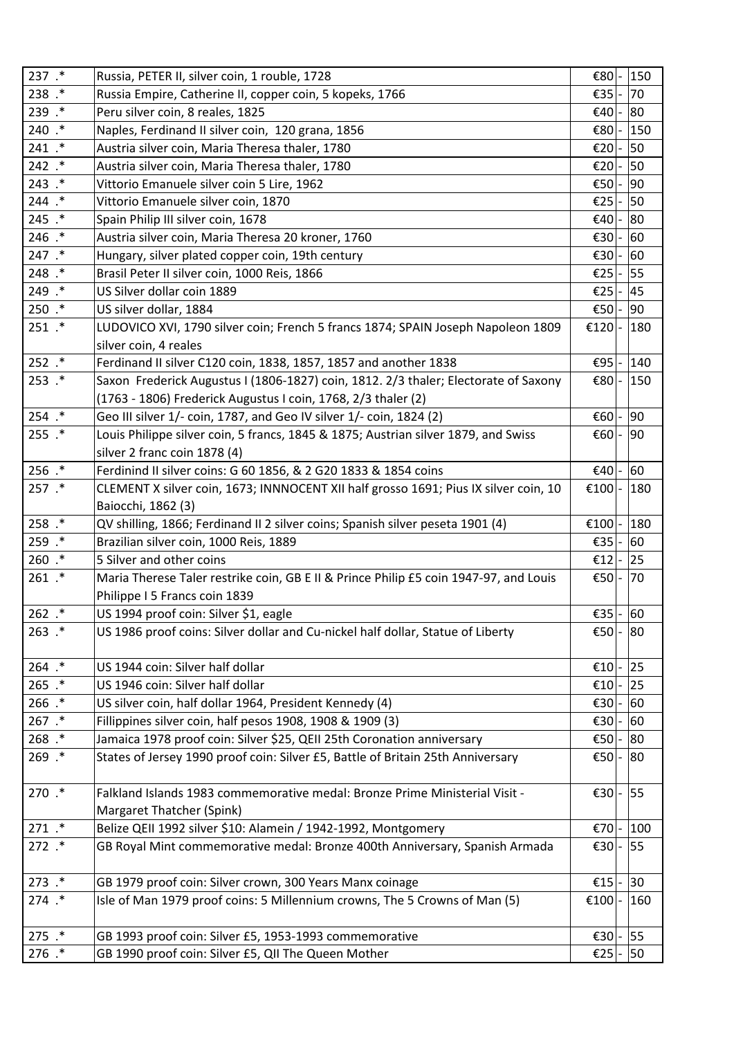| | | | | |
|---|---|---|---|---|
| 237 .* | Russia, PETER II, silver coin, 1 rouble, 1728 | €80 | - | 150 |
| 238 .* | Russia Empire, Catherine II, copper coin, 5 kopeks, 1766 | €35 | - | 70 |
| 239 .* | Peru silver coin, 8 reales, 1825 | €40 | - | 80 |
| 240 .* | Naples, Ferdinand II silver coin, 120 grana, 1856 | €80 | - | 150 |
| 241 .* | Austria silver coin, Maria Theresa thaler, 1780 | €20 | - | 50 |
| 242 .* | Austria silver coin, Maria Theresa thaler, 1780 | €20 | - | 50 |
| 243 .* | Vittorio Emanuele silver coin 5 Lire, 1962 | €50 | - | 90 |
| 244 .* | Vittorio Emanuele silver coin, 1870 | €25 | - | 50 |
| 245 .* | Spain Philip III silver coin, 1678 | €40 | - | 80 |
| 246 .* | Austria silver coin, Maria Theresa 20 kroner, 1760 | €30 | - | 60 |
| 247 .* | Hungary, silver plated copper coin, 19th century | €30 | - | 60 |
| 248 .* | Brasil Peter II silver coin, 1000 Reis, 1866 | €25 | - | 55 |
| 249 .* | US Silver dollar coin 1889 | €25 | - | 45 |
| 250 .* | US silver dollar, 1884 | €50 | - | 90 |
| 251 .* | LUDOVICO XVI, 1790 silver coin; French 5 francs 1874; SPAIN Joseph Napoleon 1809 silver coin, 4 reales | €120 | - | 180 |
| 252 .* | Ferdinand II silver C120 coin, 1838, 1857, 1857 and another 1838 | €95 | - | 140 |
| 253 .* | Saxon Frederick Augustus I (1806-1827) coin, 1812. 2/3 thaler; Electorate of Saxony (1763 - 1806) Frederick Augustus I coin, 1768, 2/3 thaler (2) | €80 | - | 150 |
| 254 .* | Geo III silver 1/- coin, 1787, and Geo IV silver 1/- coin, 1824 (2) | €60 | - | 90 |
| 255 .* | Louis Philippe silver coin, 5 francs, 1845 & 1875; Austrian silver 1879, and Swiss silver 2 franc coin 1878 (4) | €60 | - | 90 |
| 256 .* | Ferdinind II silver coins: G 60 1856, & 2 G20 1833 & 1854 coins | €40 | - | 60 |
| 257 .* | CLEMENT X silver coin, 1673; INNNOCENT XII half grosso 1691; Pius IX silver coin, 10 Baiocchi, 1862 (3) | €100 | - | 180 |
| 258 .* | QV shilling, 1866; Ferdinand II 2 silver coins; Spanish silver peseta 1901 (4) | €100 | - | 180 |
| 259 .* | Brazilian silver coin, 1000 Reis, 1889 | €35 | - | 60 |
| 260 .* | 5 Silver and other coins | €12 | - | 25 |
| 261 .* | Maria Therese Taler restrike coin, GB E II & Prince Philip £5 coin 1947-97, and Louis Philippe I 5 Francs coin 1839 | €50 | - | 70 |
| 262 .* | US 1994 proof coin: Silver $1, eagle | €35 | - | 60 |
| 263 .* | US 1986 proof coins: Silver dollar and Cu-nickel half dollar, Statue of Liberty | €50 | - | 80 |
| 264 .* | US 1944 coin: Silver half dollar | €10 | - | 25 |
| 265 .* | US 1946 coin: Silver half dollar | €10 | - | 25 |
| 266 .* | US silver coin, half dollar 1964, President Kennedy (4) | €30 | - | 60 |
| 267 .* | Fillippines silver coin, half pesos 1908, 1908 & 1909 (3) | €30 | - | 60 |
| 268 .* | Jamaica 1978 proof coin: Silver $25, QEII 25th Coronation anniversary | €50 | - | 80 |
| 269 .* | States of Jersey 1990 proof coin: Silver £5, Battle of Britain 25th Anniversary | €50 | - | 80 |
| 270 .* | Falkland Islands 1983 commemorative medal: Bronze Prime Ministerial Visit - Margaret Thatcher (Spink) | €30 | - | 55 |
| 271 .* | Belize QEII 1992 silver $10: Alamein / 1942-1992, Montgomery | €70 | - | 100 |
| 272 .* | GB Royal Mint commemorative medal: Bronze 400th Anniversary, Spanish Armada | €30 | - | 55 |
| 273 .* | GB 1979 proof coin: Silver crown, 300 Years Manx coinage | €15 | - | 30 |
| 274 .* | Isle of Man 1979 proof coins: 5 Millennium crowns, The 5 Crowns of Man (5) | €100 | - | 160 |
| 275 .* | GB 1993 proof coin: Silver £5, 1953-1993 commemorative | €30 | - | 55 |
| 276 .* | GB 1990 proof coin: Silver £5, QII The Queen Mother | €25 | - | 50 |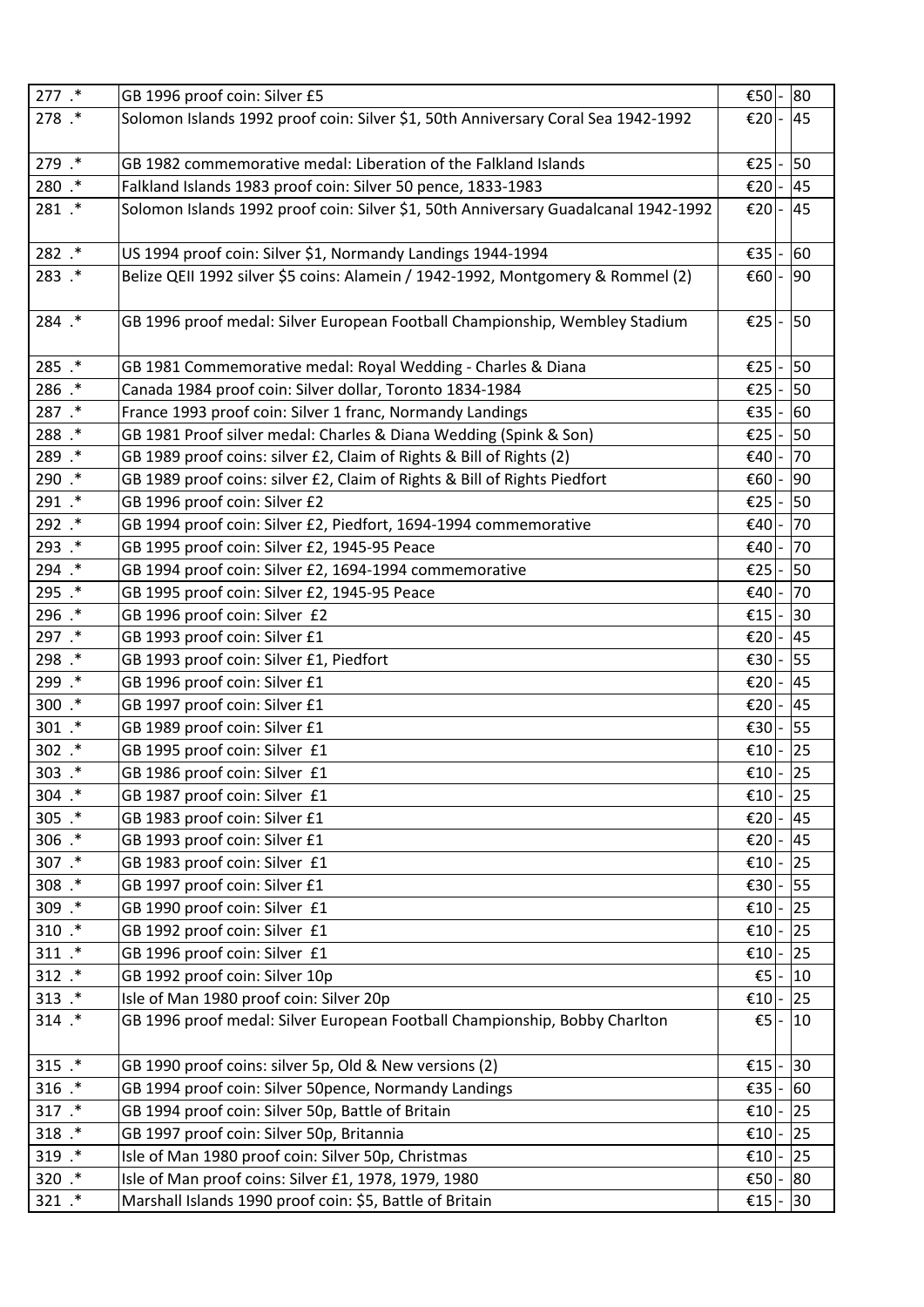| | | | | |
|---|---|---|---|---|
| 277 .* | GB 1996 proof coin: Silver £5 | €50 | - | 80 |
| 278 .* | Solomon Islands 1992 proof coin: Silver $1, 50th Anniversary Coral Sea 1942-1992 | €20 | - | 45 |
| 279 .* | GB 1982 commemorative medal: Liberation of the Falkland Islands | €25 | - | 50 |
| 280 .* | Falkland Islands 1983 proof coin: Silver 50 pence, 1833-1983 | €20 | - | 45 |
| 281 .* | Solomon Islands 1992 proof coin: Silver $1, 50th Anniversary Guadalcanal 1942-1992 | €20 | - | 45 |
| 282 .* | US 1994 proof coin: Silver $1, Normandy Landings 1944-1994 | €35 | - | 60 |
| 283 .* | Belize QEII 1992 silver $5 coins: Alamein / 1942-1992, Montgomery & Rommel (2) | €60 | - | 90 |
| 284 .* | GB 1996 proof medal: Silver European Football Championship, Wembley Stadium | €25 | - | 50 |
| 285 .* | GB 1981 Commemorative medal: Royal Wedding - Charles & Diana | €25 | - | 50 |
| 286 .* | Canada 1984 proof coin: Silver dollar, Toronto 1834-1984 | €25 | - | 50 |
| 287 .* | France 1993 proof coin: Silver 1 franc, Normandy Landings | €35 | - | 60 |
| 288 .* | GB 1981 Proof silver medal: Charles & Diana Wedding (Spink & Son) | €25 | - | 50 |
| 289 .* | GB 1989 proof coins: silver £2, Claim of Rights & Bill of Rights (2) | €40 | - | 70 |
| 290 .* | GB 1989 proof coins: silver £2, Claim of Rights & Bill of Rights Piedfort | €60 | - | 90 |
| 291 .* | GB 1996 proof coin: Silver £2 | €25 | - | 50 |
| 292 .* | GB 1994 proof coin: Silver £2, Piedfort, 1694-1994 commemorative | €40 | - | 70 |
| 293 .* | GB 1995 proof coin: Silver £2, 1945-95 Peace | €40 | - | 70 |
| 294 .* | GB 1994 proof coin: Silver £2, 1694-1994 commemorative | €25 | - | 50 |
| 295 .* | GB 1995 proof coin: Silver £2, 1945-95 Peace | €40 | - | 70 |
| 296 .* | GB 1996 proof coin: Silver £2 | €15 | - | 30 |
| 297 .* | GB 1993 proof coin: Silver £1 | €20 | - | 45 |
| 298 .* | GB 1993 proof coin: Silver £1, Piedfort | €30 | - | 55 |
| 299 .* | GB 1996 proof coin: Silver £1 | €20 | - | 45 |
| 300 .* | GB 1997 proof coin: Silver £1 | €20 | - | 45 |
| 301 .* | GB 1989 proof coin: Silver £1 | €30 | - | 55 |
| 302 .* | GB 1995 proof coin: Silver £1 | €10 | - | 25 |
| 303 .* | GB 1986 proof coin: Silver £1 | €10 | - | 25 |
| 304 .* | GB 1987 proof coin: Silver £1 | €10 | - | 25 |
| 305 .* | GB 1983 proof coin: Silver £1 | €20 | - | 45 |
| 306 .* | GB 1993 proof coin: Silver £1 | €20 | - | 45 |
| 307 .* | GB 1983 proof coin: Silver £1 | €10 | - | 25 |
| 308 .* | GB 1997 proof coin: Silver £1 | €30 | - | 55 |
| 309 .* | GB 1990 proof coin: Silver £1 | €10 | - | 25 |
| 310 .* | GB 1992 proof coin: Silver £1 | €10 | - | 25 |
| 311 .* | GB 1996 proof coin: Silver £1 | €10 | - | 25 |
| 312 .* | GB 1992 proof coin: Silver 10p | €5 | - | 10 |
| 313 .* | Isle of Man 1980 proof coin: Silver 20p | €10 | - | 25 |
| 314 .* | GB 1996 proof medal: Silver European Football Championship, Bobby Charlton | €5 | - | 10 |
| 315 .* | GB 1990 proof coins: silver 5p, Old & New versions (2) | €15 | - | 30 |
| 316 .* | GB 1994 proof coin: Silver 50pence, Normandy Landings | €35 | - | 60 |
| 317 .* | GB 1994 proof coin: Silver 50p, Battle of Britain | €10 | - | 25 |
| 318 .* | GB 1997 proof coin: Silver 50p, Britannia | €10 | - | 25 |
| 319 .* | Isle of Man 1980 proof coin: Silver 50p, Christmas | €10 | - | 25 |
| 320 .* | Isle of Man proof coins: Silver £1, 1978, 1979, 1980 | €50 | - | 80 |
| 321 .* | Marshall Islands 1990 proof coin: $5, Battle of Britain | €15 | - | 30 |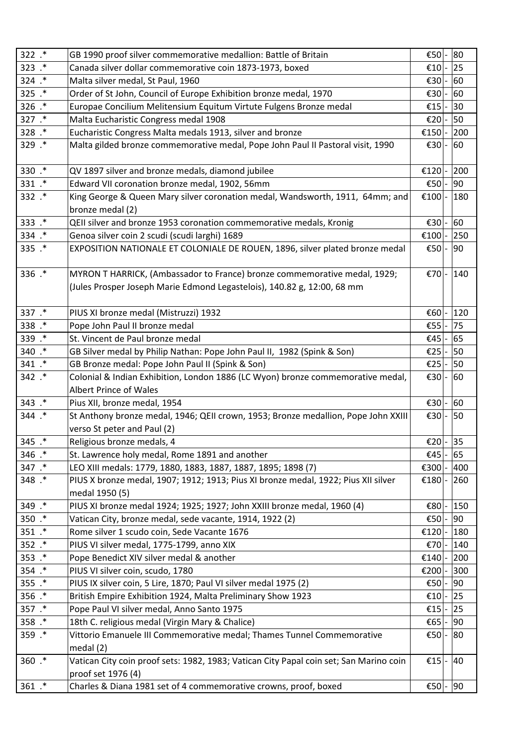| | | | | |
|---|---|---|---|---|
| 322 .* | GB 1990 proof silver commemorative medallion: Battle of Britain | €50 | - | 80 |
| 323 .* | Canada silver dollar commemorative coin 1873-1973, boxed | €10 | - | 25 |
| 324 .* | Malta silver medal, St Paul, 1960 | €30 | - | 60 |
| 325 .* | Order of St John, Council of Europe Exhibition bronze medal, 1970 | €30 | - | 60 |
| 326 .* | Europae Concilium Melitensium Equitum Virtute Fulgens Bronze medal | €15 | - | 30 |
| 327 .* | Malta Eucharistic Congress medal 1908 | €20 | - | 50 |
| 328 .* | Eucharistic Congress Malta medals 1913, silver and bronze | €150 | - | 200 |
| 329 .* | Malta gilded bronze commemorative medal, Pope John Paul II Pastoral visit, 1990 | €30 | - | 60 |
| 330 .* | QV 1897 silver and bronze medals, diamond jubilee | €120 | - | 200 |
| 331 .* | Edward VII coronation bronze medal, 1902, 56mm | €50 | - | 90 |
| 332 .* | King George & Queen Mary silver coronation medal, Wandsworth, 1911, 64mm; and bronze medal (2) | €100 | - | 180 |
| 333 .* | QEII silver and bronze 1953 coronation commemorative medals, Kronig | €30 | - | 60 |
| 334 .* | Genoa silver coin 2 scudi (scudi larghi) 1689 | €100 | - | 250 |
| 335 .* | EXPOSITION NATIONALE ET COLONIALE DE ROUEN, 1896, silver plated bronze medal | €50 | - | 90 |
| 336 .* | MYRON T HARRICK, (Ambassador to France) bronze commemorative medal, 1929; (Jules Prosper Joseph Marie Edmond Legastelois), 140.82 g, 12:00, 68 mm | €70 | - | 140 |
| 337 .* | PIUS XI bronze medal (Mistruzzi) 1932 | €60 | - | 120 |
| 338 .* | Pope John Paul II bronze medal | €55 | - | 75 |
| 339 .* | St. Vincent de Paul bronze medal | €45 | - | 65 |
| 340 .* | GB Silver medal by Philip Nathan: Pope John Paul II, 1982 (Spink & Son) | €25 | - | 50 |
| 341 .* | GB Bronze medal: Pope John Paul II (Spink & Son) | €25 | - | 50 |
| 342 .* | Colonial & Indian Exhibition, London 1886 (LC Wyon) bronze commemorative medal, Albert Prince of Wales | €30 | - | 60 |
| 343 .* | Pius XII, bronze medal, 1954 | €30 | - | 60 |
| 344 .* | St Anthony bronze medal, 1946; QEII crown, 1953; Bronze medallion, Pope John XXIII verso St peter and Paul (2) | €30 | - | 50 |
| 345 .* | Religious bronze medals, 4 | €20 | - | 35 |
| 346 .* | St. Lawrence holy medal, Rome 1891 and another | €45 | - | 65 |
| 347 .* | LEO XIII medals: 1779, 1880, 1883, 1887, 1887, 1895; 1898 (7) | €300 | - | 400 |
| 348 .* | PIUS X bronze medal, 1907; 1912; 1913; Pius XI bronze medal, 1922; Pius XII silver medal 1950 (5) | €180 | - | 260 |
| 349 .* | PIUS XI bronze medal 1924; 1925; 1927; John XXIII bronze medal, 1960 (4) | €80 | - | 150 |
| 350 .* | Vatican City, bronze medal, sede vacante, 1914, 1922 (2) | €50 | - | 90 |
| 351 .* | Rome silver 1 scudo coin, Sede Vacante 1676 | €120 | - | 180 |
| 352 .* | PIUS VI silver medal, 1775-1799, anno XIX | €70 | - | 140 |
| 353 .* | Pope Benedict XIV silver medal & another | €140 | - | 200 |
| 354 .* | PIUS VI silver coin, scudo, 1780 | €200 | - | 300 |
| 355 .* | PIUS IX silver coin, 5 Lire, 1870; Paul VI silver medal 1975 (2) | €50 | - | 90 |
| 356 .* | British Empire Exhibition 1924, Malta Preliminary Show 1923 | €10 | - | 25 |
| 357 .* | Pope Paul VI silver medal, Anno Santo 1975 | €15 | - | 25 |
| 358 .* | 18th C. religious medal (Virgin Mary & Chalice) | €65 | - | 90 |
| 359 .* | Vittorio Emanuele III Commemorative medal; Thames Tunnel Commemorative medal (2) | €50 | - | 80 |
| 360 .* | Vatican City coin proof sets: 1982, 1983; Vatican City Papal coin set; San Marino coin proof set 1976 (4) | €15 | - | 40 |
| 361 .* | Charles & Diana 1981 set of 4 commemorative crowns, proof, boxed | €50 | - | 90 |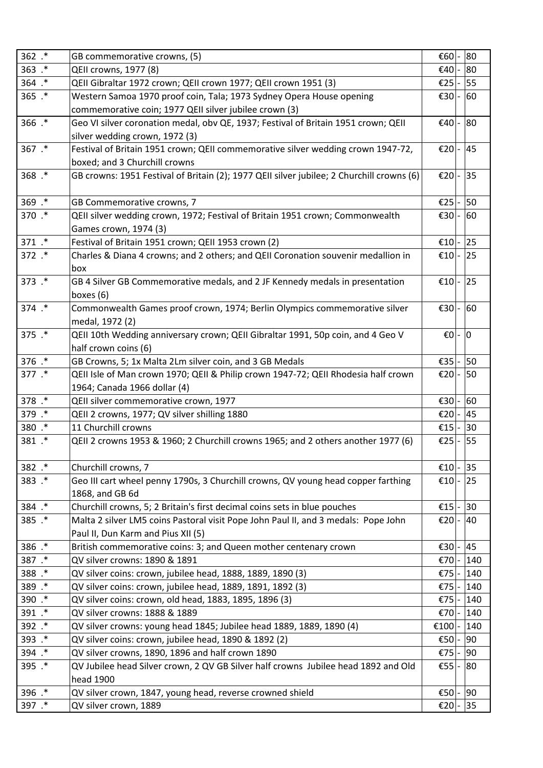| | | | | |
|---|---|---|---|---|
| 362 .* | GB commemorative crowns, (5) | €60 | - | 80 |
| 363 .* | QEII crowns, 1977 (8) | €40 | - | 80 |
| 364 .* | QEII Gibraltar 1972 crown; QEII crown 1977; QEII crown 1951 (3) | €25 | - | 55 |
| 365 .* | Western Samoa 1970 proof coin, Tala; 1973 Sydney Opera House opening commemorative coin; 1977 QEII silver jubilee crown (3) | €30 | - | 60 |
| 366 .* | Geo VI silver coronation medal, obv QE, 1937; Festival of Britain 1951 crown; QEII silver wedding crown, 1972 (3) | €40 | - | 80 |
| 367 .* | Festival of Britain 1951 crown; QEII commemorative silver wedding crown 1947-72, boxed; and 3 Churchill crowns | €20 | - | 45 |
| 368 .* | GB crowns: 1951 Festival of Britain (2); 1977 QEII silver jubilee; 2 Churchill crowns (6) | €20 | - | 35 |
| 369 .* | GB Commemorative crowns, 7 | €25 | - | 50 |
| 370 .* | QEII silver wedding crown, 1972; Festival of Britain 1951 crown; Commonwealth Games crown, 1974 (3) | €30 | - | 60 |
| 371 .* | Festival of Britain 1951 crown; QEII 1953 crown (2) | €10 | - | 25 |
| 372 .* | Charles & Diana 4 crowns; and 2 others; and QEII Coronation souvenir medallion in box | €10 | - | 25 |
| 373 .* | GB 4 Silver GB Commemorative medals, and 2 JF Kennedy medals in presentation boxes (6) | €10 | - | 25 |
| 374 .* | Commonwealth Games proof crown, 1974; Berlin Olympics commemorative silver medal, 1972 (2) | €30 | - | 60 |
| 375 .* | QEII 10th Wedding anniversary crown; QEII Gibraltar 1991, 50p coin, and 4 Geo V half crown coins (6) | €0 | - | 0 |
| 376 .* | GB Crowns, 5; 1x Malta 2Lm silver coin, and 3 GB Medals | €35 | - | 50 |
| 377 .* | QEII Isle of Man crown 1970; QEII & Philip crown 1947-72; QEII Rhodesia half crown 1964; Canada 1966 dollar (4) | €20 | - | 50 |
| 378 .* | QEII silver commemorative crown, 1977 | €30 | - | 60 |
| 379 .* | QEII 2 crowns, 1977; QV silver shilling 1880 | €20 | - | 45 |
| 380 .* | 11 Churchill crowns | €15 | - | 30 |
| 381 .* | QEII 2 crowns 1953 & 1960; 2 Churchill crowns 1965; and 2 others another 1977 (6) | €25 | - | 55 |
| 382 .* | Churchill crowns, 7 | €10 | - | 35 |
| 383 .* | Geo III cart wheel penny 1790s, 3 Churchill crowns, QV young head copper farthing 1868, and GB 6d | €10 | - | 25 |
| 384 .* | Churchill crowns, 5; 2 Britain's first decimal coins sets in blue pouches | €15 | - | 30 |
| 385 .* | Malta 2 silver LM5 coins Pastoral visit Pope John Paul II, and 3 medals: Pope John Paul II, Dun Karm and Pius XII (5) | €20 | - | 40 |
| 386 .* | British commemorative coins: 3; and Queen mother centenary crown | €30 | - | 45 |
| 387 .* | QV silver crowns: 1890 & 1891 | €70 | - | 140 |
| 388 .* | QV silver coins: crown, jubilee head, 1888, 1889, 1890 (3) | €75 | - | 140 |
| 389 .* | QV silver coins: crown, jubilee head, 1889, 1891, 1892 (3) | €75 | - | 140 |
| 390 .* | QV silver coins: crown, old head, 1883, 1895, 1896 (3) | €75 | - | 140 |
| 391 .* | QV silver crowns: 1888 & 1889 | €70 | - | 140 |
| 392 .* | QV silver crowns: young head 1845; Jubilee head 1889, 1889, 1890 (4) | €100 | - | 140 |
| 393 .* | QV silver coins: crown, jubilee head, 1890 & 1892 (2) | €50 | - | 90 |
| 394 .* | QV silver crowns, 1890, 1896 and half crown 1890 | €75 | - | 90 |
| 395 .* | QV Jubilee head Silver crown, 2 QV GB Silver half crowns Jubilee head 1892 and Old head 1900 | €55 | - | 80 |
| 396 .* | QV silver crown, 1847, young head, reverse crowned shield | €50 | - | 90 |
| 397 .* | QV silver crown, 1889 | €20 | - | 35 |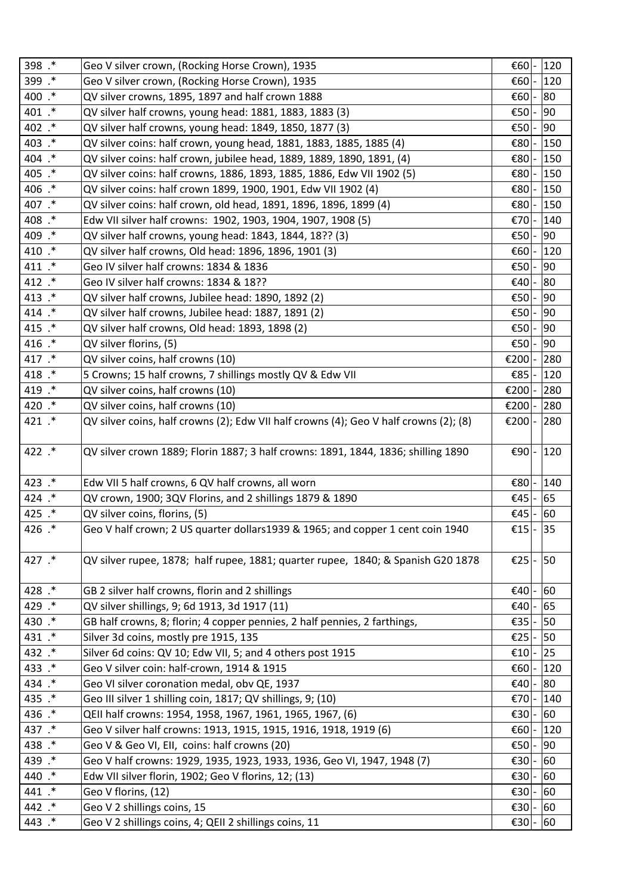| | | | | |
|---|---|---|---|---|
| 398 .* | Geo V silver crown, (Rocking Horse Crown), 1935 | €60 | - | 120 |
| 399 .* | Geo V silver crown, (Rocking Horse Crown), 1935 | €60 | - | 120 |
| 400 .* | QV silver crowns, 1895, 1897 and half crown 1888 | €60 | - | 80 |
| 401 .* | QV silver half crowns, young head: 1881, 1883, 1883 (3) | €50 | - | 90 |
| 402 .* | QV silver half crowns, young head: 1849, 1850, 1877 (3) | €50 | - | 90 |
| 403 .* | QV silver coins: half crown, young head, 1881, 1883, 1885, 1885 (4) | €80 | - | 150 |
| 404 .* | QV silver coins: half crown, jubilee head, 1889, 1889, 1890, 1891, (4) | €80 | - | 150 |
| 405 .* | QV silver coins: half crowns, 1886, 1893, 1885, 1886, Edw VII 1902 (5) | €80 | - | 150 |
| 406 .* | QV silver coins: half crown 1899, 1900, 1901, Edw VII 1902 (4) | €80 | - | 150 |
| 407 .* | QV silver coins: half crown, old head, 1891, 1896, 1896, 1899 (4) | €80 | - | 150 |
| 408 .* | Edw VII silver half crowns: 1902, 1903, 1904, 1907, 1908 (5) | €70 | - | 140 |
| 409 .* | QV silver half crowns, young head: 1843, 1844, 18?? (3) | €50 | - | 90 |
| 410 .* | QV silver half crowns, Old head: 1896, 1896, 1901 (3) | €60 | - | 120 |
| 411 .* | Geo IV silver half crowns: 1834 & 1836 | €50 | - | 90 |
| 412 .* | Geo IV silver half crowns: 1834 & 18?? | €40 | - | 80 |
| 413 .* | QV silver half crowns, Jubilee head: 1890, 1892 (2) | €50 | - | 90 |
| 414 .* | QV silver half crowns, Jubilee head: 1887, 1891 (2) | €50 | - | 90 |
| 415 .* | QV silver half crowns, Old head: 1893, 1898 (2) | €50 | - | 90 |
| 416 .* | QV silver florins, (5) | €50 | - | 90 |
| 417 .* | QV silver coins, half crowns (10) | €200 | - | 280 |
| 418 .* | 5 Crowns; 15 half crowns, 7 shillings mostly QV & Edw VII | €85 | - | 120 |
| 419 .* | QV silver coins, half crowns (10) | €200 | - | 280 |
| 420 .* | QV silver coins, half crowns (10) | €200 | - | 280 |
| 421 .* | QV silver coins, half crowns (2); Edw VII half crowns (4); Geo V half crowns (2); (8) | €200 | - | 280 |
| 422 .* | QV silver crown 1889; Florin 1887; 3 half crowns: 1891, 1844, 1836; shilling 1890 | €90 | - | 120 |
| 423 .* | Edw VII 5 half crowns, 6 QV half crowns, all worn | €80 | - | 140 |
| 424 .* | QV crown, 1900; 3QV Florins, and 2 shillings 1879 & 1890 | €45 | - | 65 |
| 425 .* | QV silver coins, florins, (5) | €45 | - | 60 |
| 426 .* | Geo V half crown; 2 US quarter dollars1939 & 1965; and copper 1 cent coin 1940 | €15 | - | 35 |
| 427 .* | QV silver rupee, 1878; half rupee, 1881; quarter rupee, 1840; & Spanish G20 1878 | €25 | - | 50 |
| 428 .* | GB 2 silver half crowns, florin and 2 shillings | €40 | - | 60 |
| 429 .* | QV silver shillings, 9; 6d 1913, 3d 1917 (11) | €40 | - | 65 |
| 430 .* | GB half crowns, 8; florin; 4 copper pennies, 2 half pennies, 2 farthings, | €35 | - | 50 |
| 431 .* | Silver 3d coins, mostly pre 1915, 135 | €25 | - | 50 |
| 432 .* | Silver 6d coins: QV 10; Edw VII, 5; and 4 others post 1915 | €10 | - | 25 |
| 433 .* | Geo V silver coin: half-crown, 1914 & 1915 | €60 | - | 120 |
| 434 .* | Geo VI silver coronation medal, obv QE, 1937 | €40 | - | 80 |
| 435 .* | Geo III silver 1 shilling coin, 1817; QV shillings, 9; (10) | €70 | - | 140 |
| 436 .* | QEII half crowns: 1954, 1958, 1967, 1961, 1965, 1967, (6) | €30 | - | 60 |
| 437 .* | Geo V silver half crowns: 1913, 1915, 1915, 1916, 1918, 1919 (6) | €60 | - | 120 |
| 438 .* | Geo V & Geo VI, EII, coins: half crowns (20) | €50 | - | 90 |
| 439 .* | Geo V half crowns: 1929, 1935, 1923, 1933, 1936, Geo VI, 1947, 1948 (7) | €30 | - | 60 |
| 440 .* | Edw VII silver florin, 1902; Geo V florins, 12; (13) | €30 | - | 60 |
| 441 .* | Geo V florins, (12) | €30 | - | 60 |
| 442 .* | Geo V 2 shillings coins, 15 | €30 | - | 60 |
| 443 .* | Geo V 2 shillings coins, 4; QEII 2 shillings coins, 11 | €30 | - | 60 |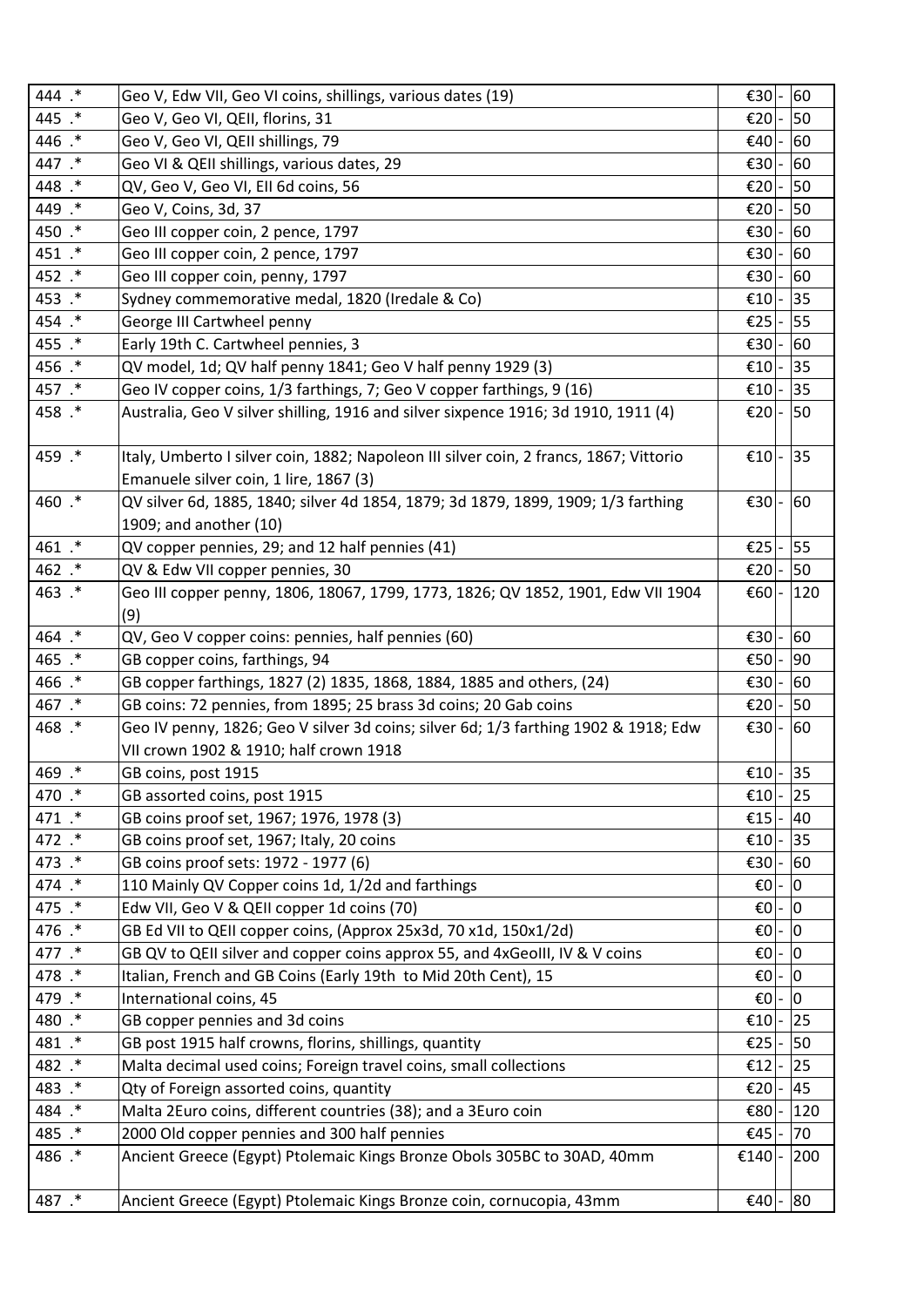| | | | | |
|---|---|---|---|---|
| 444 .* | Geo V, Edw VII, Geo VI coins, shillings, various dates (19) | €30 | - | 60 |
| 445 .* | Geo V, Geo VI, QEII, florins, 31 | €20 | - | 50 |
| 446 .* | Geo V, Geo VI, QEII shillings, 79 | €40 | - | 60 |
| 447 .* | Geo VI & QEII shillings, various dates, 29 | €30 | - | 60 |
| 448 .* | QV, Geo V, Geo VI, EII 6d coins, 56 | €20 | - | 50 |
| 449 .* | Geo V, Coins, 3d, 37 | €20 | - | 50 |
| 450 .* | Geo III copper coin, 2 pence, 1797 | €30 | - | 60 |
| 451 .* | Geo III copper coin, 2 pence, 1797 | €30 | - | 60 |
| 452 .* | Geo III copper coin, penny, 1797 | €30 | - | 60 |
| 453 .* | Sydney commemorative medal, 1820 (Iredale & Co) | €10 | - | 35 |
| 454 .* | George III Cartwheel penny | €25 | - | 55 |
| 455 .* | Early 19th C. Cartwheel pennies, 3 | €30 | - | 60 |
| 456 .* | QV model, 1d; QV half penny 1841; Geo V half penny 1929 (3) | €10 | - | 35 |
| 457 .* | Geo IV copper coins, 1/3 farthings, 7; Geo V copper farthings, 9 (16) | €10 | - | 35 |
| 458 .* | Australia, Geo V silver shilling, 1916 and silver sixpence 1916; 3d 1910, 1911 (4) | €20 | - | 50 |
| 459 .* | Italy, Umberto I silver coin, 1882; Napoleon III silver coin, 2 francs, 1867; Vittorio Emanuele silver coin, 1 lire, 1867 (3) | €10 | - | 35 |
| 460 .* | QV silver 6d, 1885, 1840; silver 4d 1854, 1879; 3d 1879, 1899, 1909; 1/3 farthing 1909; and another (10) | €30 | - | 60 |
| 461 .* | QV copper pennies, 29; and 12 half pennies (41) | €25 | - | 55 |
| 462 .* | QV & Edw VII copper pennies, 30 | €20 | - | 50 |
| 463 .* | Geo III copper penny, 1806, 18067, 1799, 1773, 1826; QV 1852, 1901, Edw VII 1904 (9) | €60 | - | 120 |
| 464 .* | QV, Geo V copper coins: pennies, half pennies (60) | €30 | - | 60 |
| 465 .* | GB copper coins, farthings, 94 | €50 | - | 90 |
| 466 .* | GB copper farthings, 1827 (2) 1835, 1868, 1884, 1885 and others, (24) | €30 | - | 60 |
| 467 .* | GB coins: 72 pennies, from 1895; 25 brass 3d coins; 20 Gab coins | €20 | - | 50 |
| 468 .* | Geo IV penny, 1826; Geo V silver 3d coins; silver 6d; 1/3 farthing 1902 & 1918; Edw VII crown 1902 & 1910; half crown 1918 | €30 | - | 60 |
| 469 .* | GB coins, post 1915 | €10 | - | 35 |
| 470 .* | GB assorted coins, post 1915 | €10 | - | 25 |
| 471 .* | GB coins proof set, 1967; 1976, 1978 (3) | €15 | - | 40 |
| 472 .* | GB coins proof set, 1967; Italy, 20 coins | €10 | - | 35 |
| 473 .* | GB coins proof sets: 1972 - 1977 (6) | €30 | - | 60 |
| 474 .* | 110 Mainly QV Copper coins 1d, 1/2d and farthings | €0 | - | 0 |
| 475 .* | Edw VII, Geo V & QEII copper 1d coins (70) | €0 | - | 0 |
| 476 .* | GB Ed VII to QEII copper coins, (Approx 25x3d, 70 x1d, 150x1/2d) | €0 | - | 0 |
| 477 .* | GB QV to QEII silver and copper coins approx 55, and 4xGeoIII, IV & V coins | €0 | - | 0 |
| 478 .* | Italian, French and GB Coins (Early 19th to Mid 20th Cent), 15 | €0 | - | 0 |
| 479 .* | International coins, 45 | €0 | - | 0 |
| 480 .* | GB copper pennies and 3d coins | €10 | - | 25 |
| 481 .* | GB post 1915 half crowns, florins, shillings, quantity | €25 | - | 50 |
| 482 .* | Malta decimal used coins; Foreign travel coins, small collections | €12 | - | 25 |
| 483 .* | Qty of Foreign assorted coins, quantity | €20 | - | 45 |
| 484 .* | Malta 2Euro coins, different countries (38); and a 3Euro coin | €80 | - | 120 |
| 485 .* | 2000 Old copper pennies and 300 half pennies | €45 | - | 70 |
| 486 .* | Ancient Greece (Egypt) Ptolemaic Kings Bronze Obols 305BC to 30AD, 40mm | €140 | - | 200 |
| 487 .* | Ancient Greece (Egypt) Ptolemaic Kings Bronze coin, cornucopia, 43mm | €40 | - | 80 |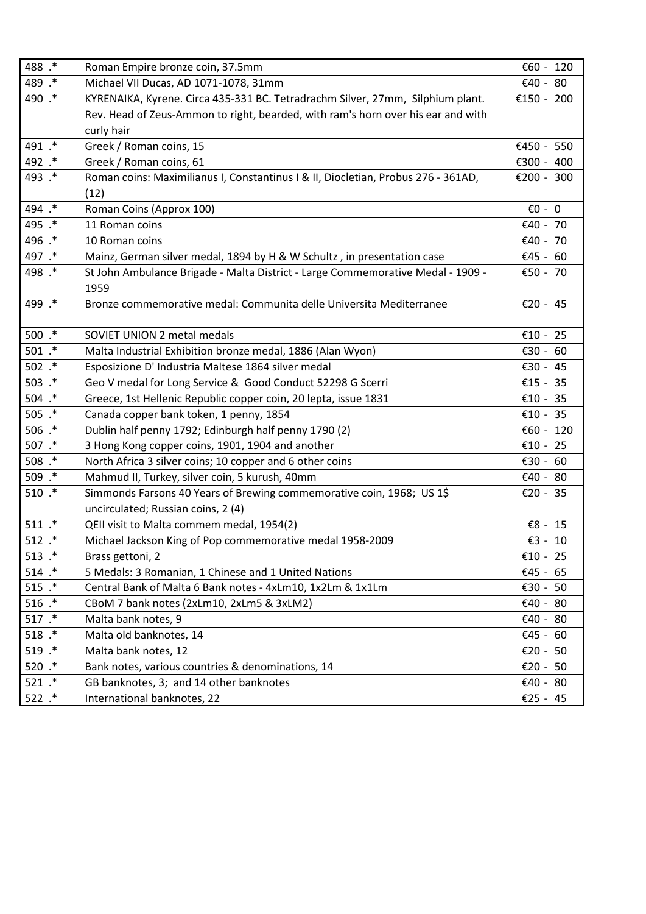| | | | | |
|---|---|---|---|---|
| 488 .* | Roman Empire bronze coin, 37.5mm | €60 | - | 120 |
| 489 .* | Michael VII Ducas, AD 1071-1078, 31mm | €40 | - | 80 |
| 490 .* | KYRENAIKA, Kyrene. Circa 435-331 BC. Tetradrachm Silver, 27mm, Silphium plant. Rev. Head of Zeus-Ammon to right, bearded, with ram's horn over his ear and with curly hair | €150 | - | 200 |
| 491 .* | Greek / Roman coins, 15 | €450 | - | 550 |
| 492 .* | Greek / Roman coins, 61 | €300 | - | 400 |
| 493 .* | Roman coins: Maximilianus I, Constantinus I & II, Diocletian, Probus 276 - 361AD, (12) | €200 | - | 300 |
| 494 .* | Roman Coins (Approx 100) | €0 | - | 0 |
| 495 .* | 11 Roman coins | €40 | - | 70 |
| 496 .* | 10 Roman coins | €40 | - | 70 |
| 497 .* | Mainz, German silver medal, 1894 by H & W Schultz , in presentation case | €45 | - | 60 |
| 498 .* | St John Ambulance Brigade - Malta District - Large Commemorative Medal - 1909 - 1959 | €50 | - | 70 |
| 499 .* | Bronze commemorative medal: Communita delle Universita Mediterranee | €20 | - | 45 |
| 500 .* | SOVIET UNION 2 metal medals | €10 | - | 25 |
| 501 .* | Malta Industrial Exhibition bronze medal, 1886 (Alan Wyon) | €30 | - | 60 |
| 502 .* | Esposizione D' Industria Maltese 1864 silver medal | €30 | - | 45 |
| 503 .* | Geo V medal for Long Service & Good Conduct 52298 G Scerri | €15 | - | 35 |
| 504 .* | Greece, 1st Hellenic Republic copper coin, 20 lepta, issue 1831 | €10 | - | 35 |
| 505 .* | Canada copper bank token, 1 penny, 1854 | €10 | - | 35 |
| 506 .* | Dublin half penny 1792; Edinburgh half penny 1790 (2) | €60 | - | 120 |
| 507 .* | 3 Hong Kong copper coins, 1901, 1904 and another | €10 | - | 25 |
| 508 .* | North Africa 3 silver coins; 10 copper and 6 other coins | €30 | - | 60 |
| 509 .* | Mahmud II, Turkey, silver coin, 5 kurush, 40mm | €40 | - | 80 |
| 510 .* | Simmonds Farsons 40 Years of Brewing commemorative coin, 1968; US 1$ uncirculated; Russian coins, 2 (4) | €20 | - | 35 |
| 511 .* | QEII visit to Malta commem medal, 1954(2) | €8 | - | 15 |
| 512 .* | Michael Jackson King of Pop commemorative medal 1958-2009 | €3 | - | 10 |
| 513 .* | Brass gettoni, 2 | €10 | - | 25 |
| 514 .* | 5 Medals: 3 Romanian, 1 Chinese and 1 United Nations | €45 | - | 65 |
| 515 .* | Central Bank of Malta 6 Bank notes - 4xLm10, 1x2Lm & 1x1Lm | €30 | - | 50 |
| 516 .* | CBoM 7 bank notes (2xLm10, 2xLm5 & 3xLM2) | €40 | - | 80 |
| 517 .* | Malta bank notes, 9 | €40 | - | 80 |
| 518 .* | Malta old banknotes, 14 | €45 | - | 60 |
| 519 .* | Malta bank notes, 12 | €20 | - | 50 |
| 520 .* | Bank notes, various countries & denominations, 14 | €20 | - | 50 |
| 521 .* | GB banknotes, 3; and 14 other banknotes | €40 | - | 80 |
| 522 .* | International banknotes, 22 | €25 | - | 45 |